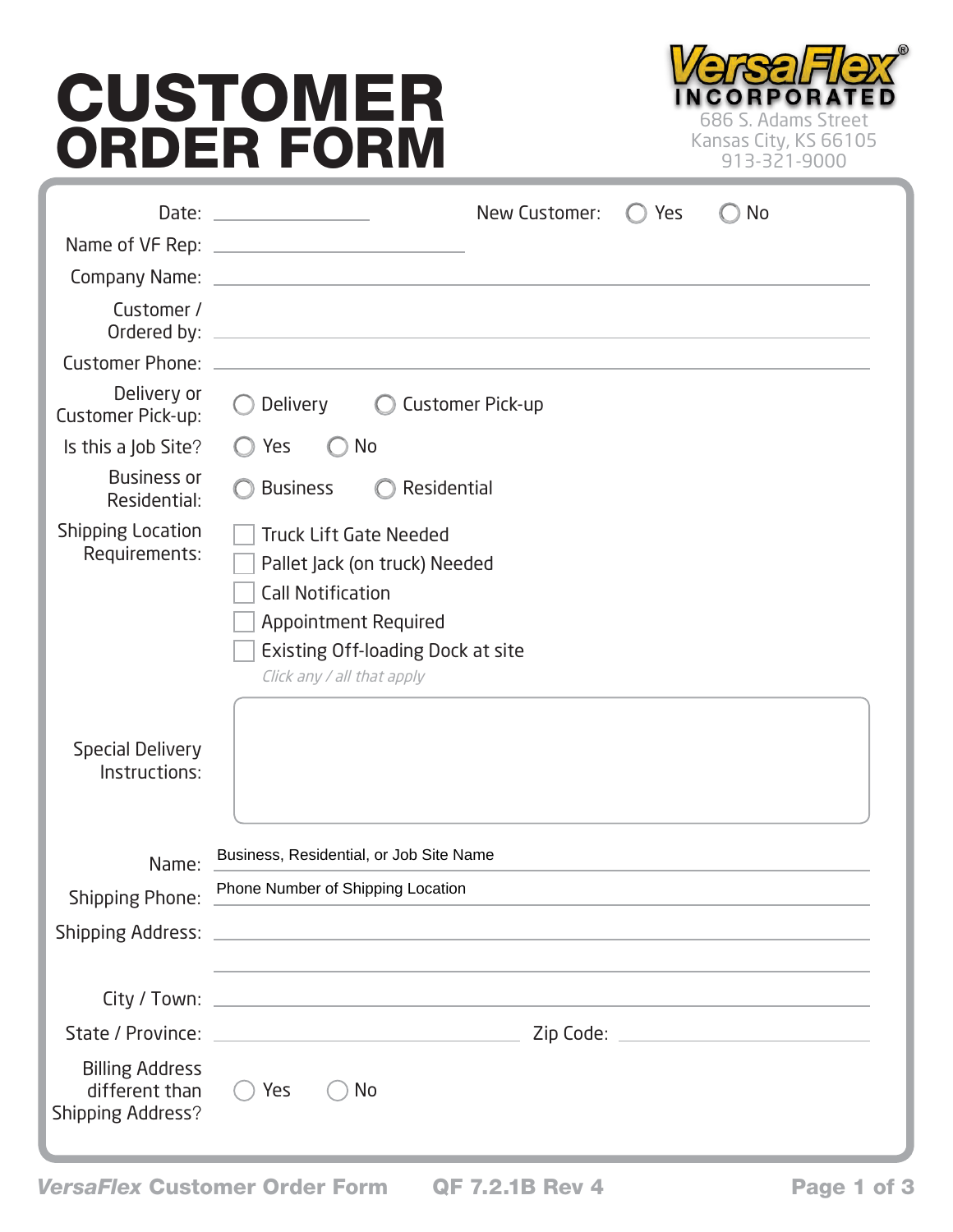# CUSTOMER ORDER FORM

**VersaFlex® INCORPORATED**
686 S. Adams Street
Kansas City, KS 66105
913-321-9000

Date: ____________________ New Customer: ◯ Yes ◯ No

Name of VF Rep: ________________________________

Company Name: ________________________________

Customer / Ordered by: ________________________________

Customer Phone: ________________________________

Delivery or Customer Pick-up: ◯ Delivery ◯ Customer Pick-up

Is this a Job Site? ◯ Yes ◯ No

Business or Residential: ◯ Business ◯ Residential

Shipping Location Requirements:

- ☐ Truck Lift Gate Needed
- ☐ Pallet Jack (on truck) Needed
- ☐ Call Notification
- ☐ Appointment Required
- ☐ Existing Off-loading Dock at site

*Click any / all that apply*

Special Delivery Instructions:

Name: Business, Residential, or Job Site Name

Shipping Phone: Phone Number of Shipping Location

Shipping Address: ________________________________

________________________________

City / Town: ________________________________

State / Province: ____________________ Zip Code: ____________________

Billing Address different than Shipping Address? ◯ Yes ◯ No

*VersaFlex* **Customer Order Form** **QF 7.2.1B Rev 4**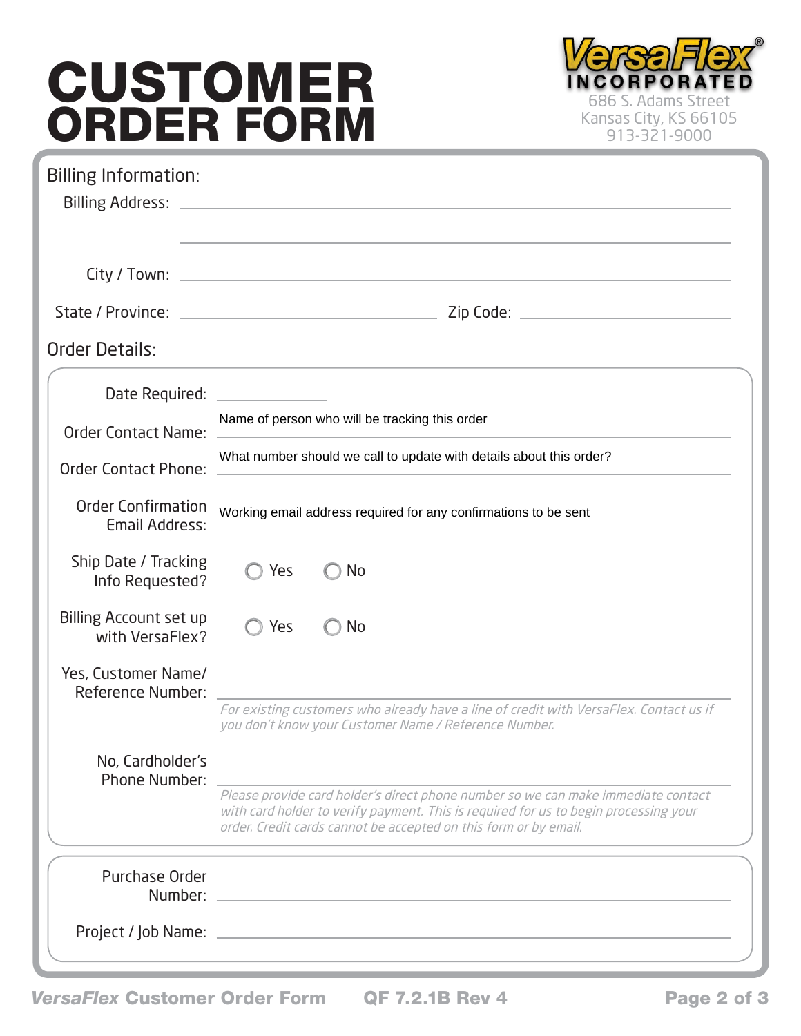# CUSTOMER ORDER FORM

**VersaFlex INCORPORATED**
686 S. Adams Street
Kansas City, KS 66105
913-321-9000

## Billing Information:

Billing Address: ______________________________

______________________________

City / Town: ______________________________

State / Province: ______________________________ Zip Code: ______________________________

## Order Details:

Date Required: ______________

Order Contact Name: Name of person who will be tracking this order ______________________________

Order Contact Phone: What number should we call to update with details about this order? ______________________________

Order Confirmation Email Address: Working email address required for any confirmations to be sent ______________________________

Ship Date / Tracking Info Requested? ◯ Yes ◯ No

Billing Account set up with VersaFlex? ◯ Yes ◯ No

Yes, Customer Name/ Reference Number: ______________________________

*For existing customers who already have a line of credit with VersaFlex. Contact us if you don't know your Customer Name / Reference Number.*

No, Cardholder's Phone Number: ______________________________

*Please provide card holder's direct phone number so we can make immediate contact with card holder to verify payment. This is required for us to begin processing your order. Credit cards cannot be accepted on this form or by email.*

Purchase Order Number: ______________________________

Project / Job Name: ______________________________

*VersaFlex* **Customer Order Form** **QF 7.2.1B Rev 4**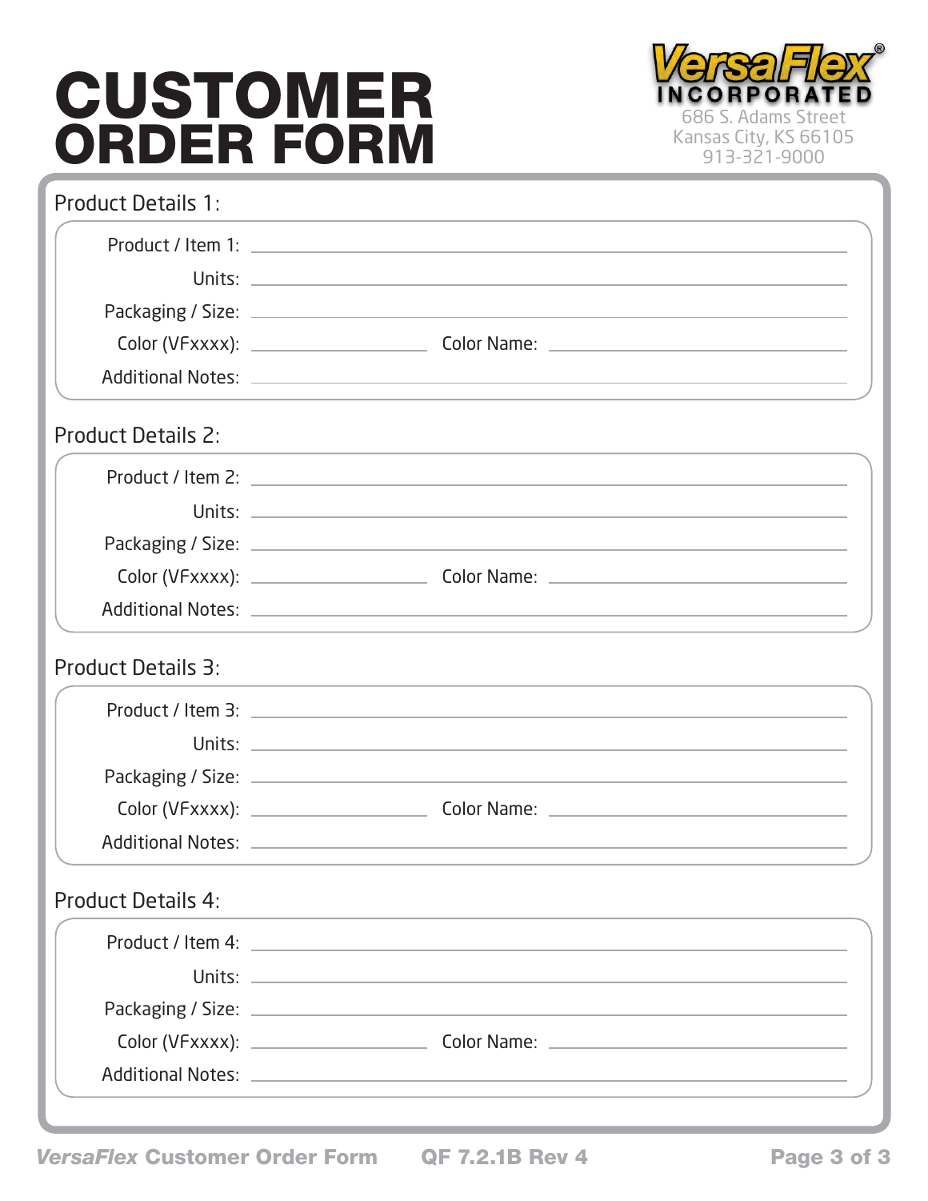# CUSTOMER ORDER FORM

**VersaFlex® INCORPORATED**
686 S. Adams Street
Kansas City, KS 66105
913-321-9000

## Product Details 1:

Product / Item 1: ______________________________

Units: ______________________________

Packaging / Size: ______________________________

Color (VFxxxx): ______________ Color Name: ______________

Additional Notes: ______________________________

## Product Details 2:

Product / Item 2: ______________________________

Units: ______________________________

Packaging / Size: ______________________________

Color (VFxxxx): ______________ Color Name: ______________

Additional Notes: ______________________________

## Product Details 3:

Product / Item 3: ______________________________

Units: ______________________________

Packaging / Size: ______________________________

Color (VFxxxx): ______________ Color Name: ______________

Additional Notes: ______________________________

## Product Details 4:

Product / Item 4: ______________________________

Units: ______________________________

Packaging / Size: ______________________________

Color (VFxxxx): ______________ Color Name: ______________

Additional Notes: ______________________________

*VersaFlex* **Customer Order Form** **QF 7.2.1B Rev 4**